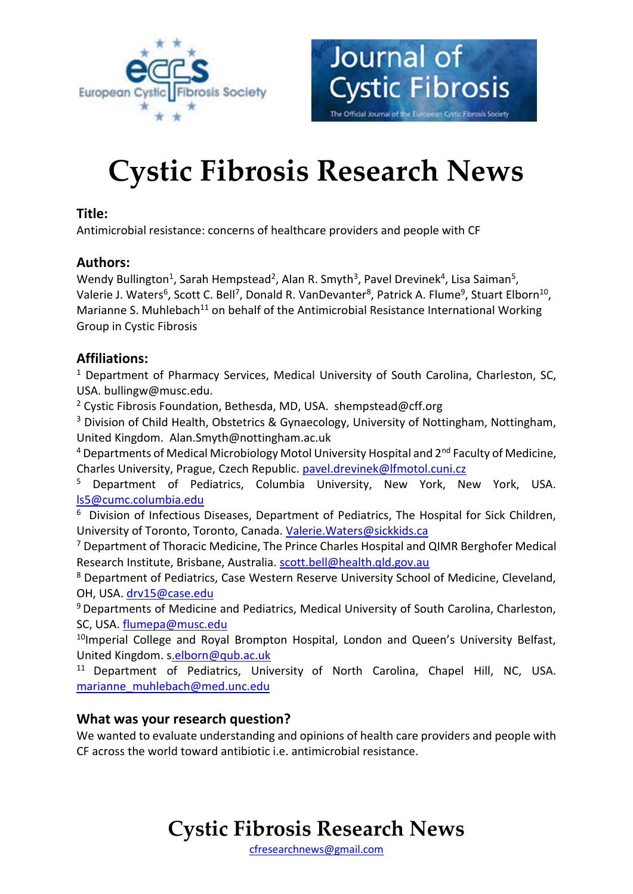# Cystic Fibrosis Research News

### Title:

Antimicrobial resistance: concerns of healthcare providers and people with CF

### Authors:

Wendy Bullington[1], Sarah Hempstead[2], Alan R. Smyth[3], Pavel Drevinek[4], Lisa Saiman[5], Valerie J. Waters[6], Scott C. Bell[7], Donald R. VanDevanter[8], Patrick A. Flume[9], Stuart Elborn[10], Marianne S. Muhlebach[11] on behalf of the Antimicrobial Resistance International Working Group in Cystic Fibrosis

### Affiliations:

[1] Department of Pharmacy Services, Medical University of South Carolina, Charleston, SC, USA. bullingw@musc.edu.

[2] Cystic Fibrosis Foundation, Bethesda, MD, USA. shempstead@cff.org

[3] Division of Child Health, Obstetrics & Gynaecology, University of Nottingham, Nottingham, United Kingdom. Alan.Smyth@nottingham.ac.uk

[4] Departments of Medical Microbiology Motol University Hospital and 2nd Faculty of Medicine, Charles University, Prague, Czech Republic. pavel.drevinek@lfmotol.cuni.cz

[5] Department of Pediatrics, Columbia University, New York, New York, USA. ls5@cumc.columbia.edu

[6] Division of Infectious Diseases, Department of Pediatrics, The Hospital for Sick Children, University of Toronto, Toronto, Canada. Valerie.Waters@sickkids.ca

[7] Department of Thoracic Medicine, The Prince Charles Hospital and QIMR Berghofer Medical Research Institute, Brisbane, Australia. scott.bell@health.qld.gov.au

[8] Department of Pediatrics, Case Western Reserve University School of Medicine, Cleveland, OH, USA. drv15@case.edu

[9] Departments of Medicine and Pediatrics, Medical University of South Carolina, Charleston, SC, USA. flumepa@musc.edu

[10] Imperial College and Royal Brompton Hospital, London and Queen's University Belfast, United Kingdom. s.elborn@qub.ac.uk

[11] Department of Pediatrics, University of North Carolina, Chapel Hill, NC, USA. marianne_muhlebach@med.unc.edu

### What was your research question?

We wanted to evaluate understanding and opinions of health care providers and people with CF across the world toward antibiotic i.e. antimicrobial resistance.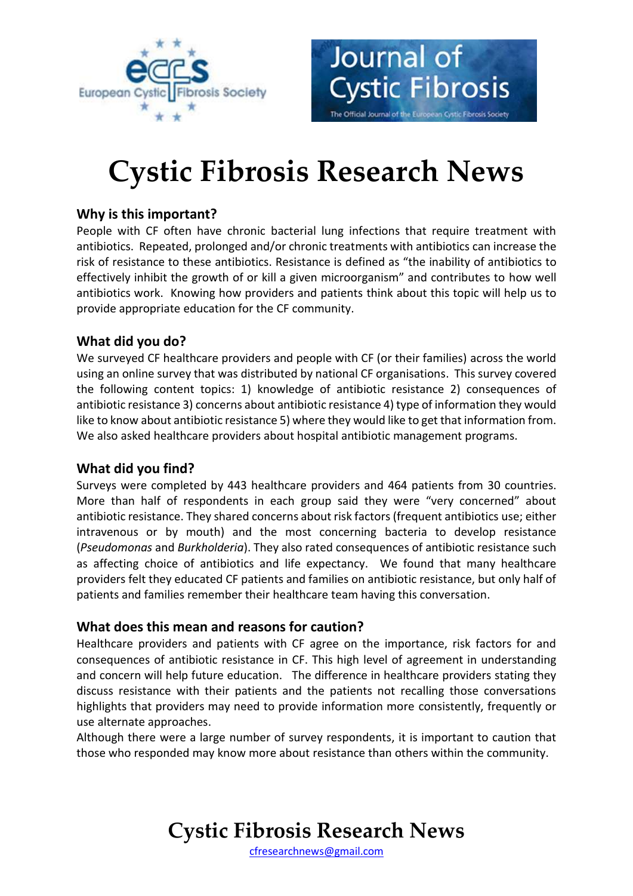# Cystic Fibrosis Research News

### Why is this important?

People with CF often have chronic bacterial lung infections that require treatment with antibiotics. Repeated, prolonged and/or chronic treatments with antibiotics can increase the risk of resistance to these antibiotics. Resistance is defined as "the inability of antibiotics to effectively inhibit the growth of or kill a given microorganism" and contributes to how well antibiotics work. Knowing how providers and patients think about this topic will help us to provide appropriate education for the CF community.

### What did you do?

We surveyed CF healthcare providers and people with CF (or their families) across the world using an online survey that was distributed by national CF organisations. This survey covered the following content topics: 1) knowledge of antibiotic resistance 2) consequences of antibiotic resistance 3) concerns about antibiotic resistance 4) type of information they would like to know about antibiotic resistance 5) where they would like to get that information from. We also asked healthcare providers about hospital antibiotic management programs.

### What did you find?

Surveys were completed by 443 healthcare providers and 464 patients from 30 countries. More than half of respondents in each group said they were "very concerned" about antibiotic resistance. They shared concerns about risk factors (frequent antibiotics use; either intravenous or by mouth) and the most concerning bacteria to develop resistance (*Pseudomonas* and *Burkholderia*). They also rated consequences of antibiotic resistance such as affecting choice of antibiotics and life expectancy. We found that many healthcare providers felt they educated CF patients and families on antibiotic resistance, but only half of patients and families remember their healthcare team having this conversation.

### What does this mean and reasons for caution?

Healthcare providers and patients with CF agree on the importance, risk factors for and consequences of antibiotic resistance in CF. This high level of agreement in understanding and concern will help future education. The difference in healthcare providers stating they discuss resistance with their patients and the patients not recalling those conversations highlights that providers may need to provide information more consistently, frequently or use alternate approaches.

Although there were a large number of survey respondents, it is important to caution that those who responded may know more about resistance than others within the community.

## Cystic Fibrosis Research News

cfresearchnews@gmail.com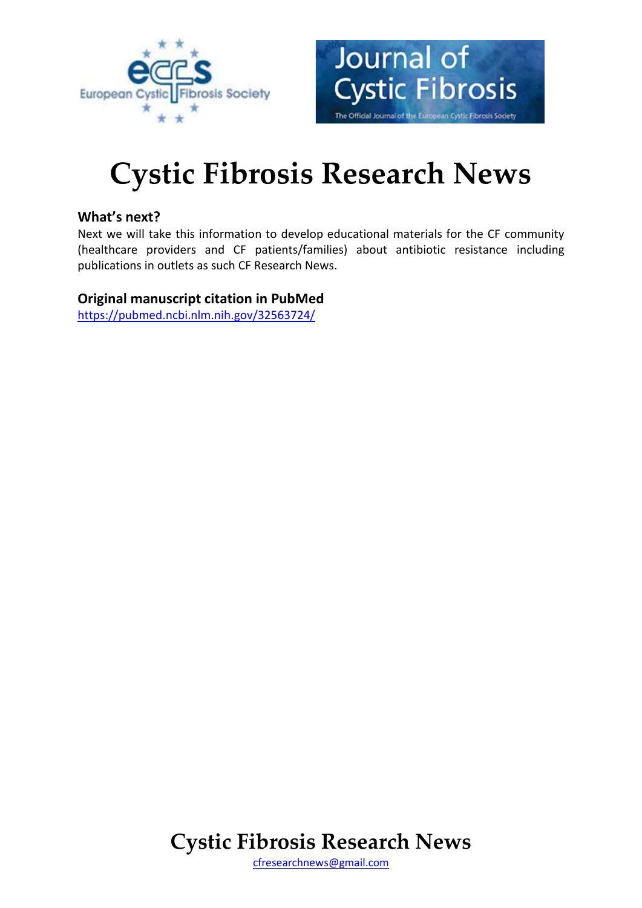# Cystic Fibrosis Research News

**What's next?**

Next we will take this information to develop educational materials for the CF community (healthcare providers and CF patients/families) about antibiotic resistance including publications in outlets as such CF Research News.

**Original manuscript citation in PubMed**

https://pubmed.ncbi.nlm.nih.gov/32563724/